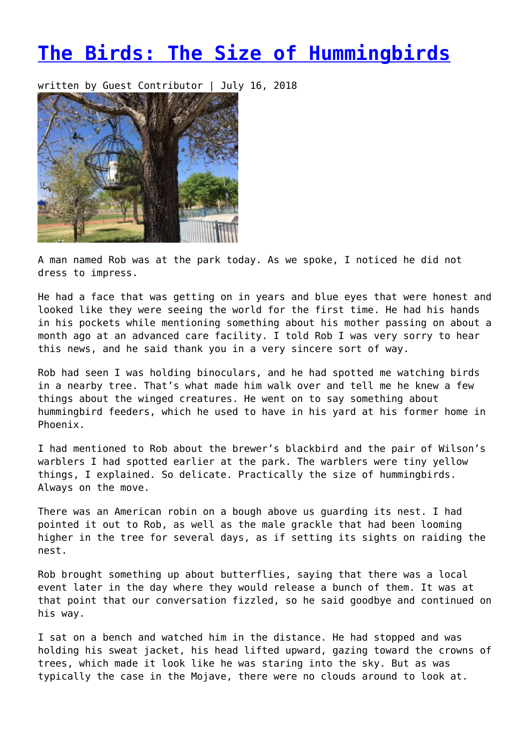# The Birds: The Size of Hummingbirds

written by Guest Contributor | July 16, 2018

A man named Rob was at the park today. As we spoke, I noticed he did not dress to impress.

He had a face that was getting on in years and blue eyes that were honest and looked like they were seeing the world for the first time. He had his hands in his pockets while mentioning something about his mother passing on about a month ago at an advanced care facility. I told Rob I was very sorry to hear this news, and he said thank you in a very sincere sort of way.

Rob had seen I was holding binoculars, and he had spotted me watching birds in a nearby tree. That's what made him walk over and tell me he knew a few things about the winged creatures. He went on to say something about hummingbird feeders, which he used to have in his yard at his former home in Phoenix.

I had mentioned to Rob about the brewer's blackbird and the pair of Wilson's warblers I had spotted earlier at the park. The warblers were tiny yellow things, I explained. So delicate. Practically the size of hummingbirds. Always on the move.

There was an American robin on a bough above us guarding its nest. I had pointed it out to Rob, as well as the male grackle that had been looming higher in the tree for several days, as if setting its sights on raiding the nest.

Rob brought something up about butterflies, saying that there was a local event later in the day where they would release a bunch of them. It was at that point that our conversation fizzled, so he said goodbye and continued on his way.

I sat on a bench and watched him in the distance. He had stopped and was holding his sweat jacket, his head lifted upward, gazing toward the crowns of trees, which made it look like he was staring into the sky. But as was typically the case in the Mojave, there were no clouds around to look at.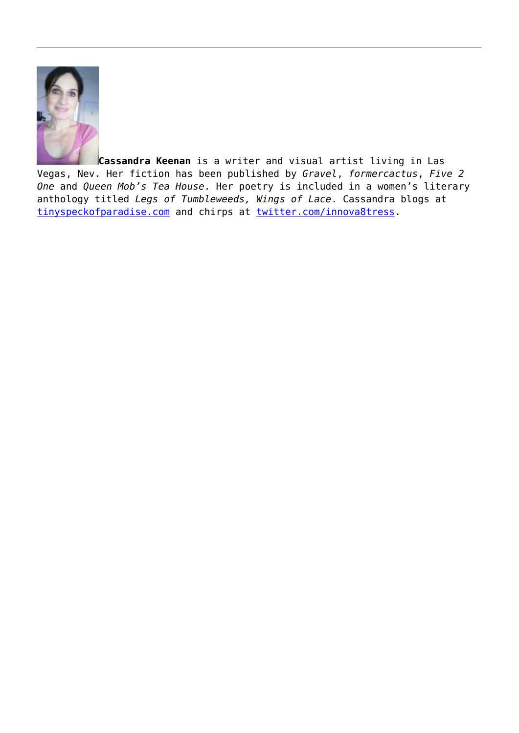**Cassandra Keenan** is a writer and visual artist living in Las Vegas, Nev. Her fiction has been published by *Gravel*, *formercactus*, *Five 2 One* and *Queen Mob's Tea House*. Her poetry is included in a women's literary anthology titled *Legs of Tumbleweeds, Wings of Lace*. Cassandra blogs at [tinyspeckofparadise.com](tinyspeckofparadise.com) and chirps at [twitter.com/innova8tress](twitter.com/innova8tress).